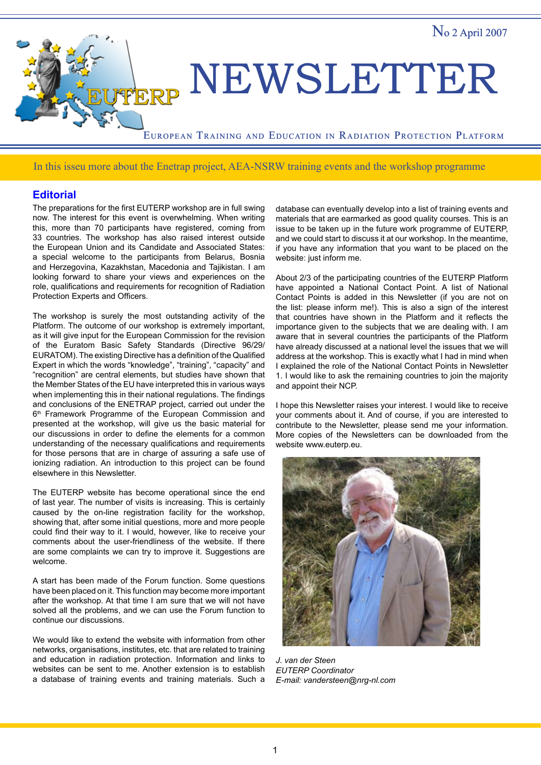No 2 April 2007

# NEWSLETTER

EUROPEAN TRAINING AND EDUCATION IN RADIATION PROTECTION PLATFORM

In this isseu more about the Enetrap project, AEA-NSRW training events and the workshop programme

## Editorial

The preparations for the first EUTERP workshop are in full swing now. The interest for this event is overwhelming. When writing this, more than 70 participants have registered, coming from 33 countries. The workshop has also raised interest outside the European Union and its Candidate and Associated States: a special welcome to the participants from Belarus, Bosnia and Herzegovina, Kazakhstan, Macedonia and Tajikistan. I am looking forward to share your views and experiences on the role, qualifications and requirements for recognition of Radiation Protection Experts and Officers.

The workshop is surely the most outstanding activity of the Platform. The outcome of our workshop is extremely important, as it will give input for the European Commission for the revision of the Euratom Basic Safety Standards (Directive 96/29/EURATOM). The existing Directive has a definition of the Qualified Expert in which the words "knowledge", "training", "capacity" and "recognition" are central elements, but studies have shown that the Member States of the EU have interpreted this in various ways when implementing this in their national regulations. The findings and conclusions of the ENETRAP project, carried out under the 6th Framework Programme of the European Commission and presented at the workshop, will give us the basic material for our discussions in order to define the elements for a common understanding of the necessary qualifications and requirements for those persons that are in charge of assuring a safe use of ionizing radiation. An introduction to this project can be found elsewhere in this Newsletter.

The EUTERP website has become operational since the end of last year. The number of visits is increasing. This is certainly caused by the on-line registration facility for the workshop, showing that, after some initial questions, more and more people could find their way to it. I would, however, like to receive your comments about the user-friendliness of the website. If there are some complaints we can try to improve it. Suggestions are welcome.

A start has been made of the Forum function. Some questions have been placed on it. This function may become more important after the workshop. At that time I am sure that we will not have solved all the problems, and we can use the Forum function to continue our discussions.

We would like to extend the website with information from other networks, organisations, institutes, etc. that are related to training and education in radiation protection. Information and links to websites can be sent to me. Another extension is to establish a database of training events and training materials. Such a database can eventually develop into a list of training events and materials that are earmarked as good quality courses. This is an issue to be taken up in the future work programme of EUTERP, and we could start to discuss it at our workshop. In the meantime, if you have any information that you want to be placed on the website: just inform me.

About 2/3 of the participating countries of the EUTERP Platform have appointed a National Contact Point. A list of National Contact Points is added in this Newsletter (if you are not on the list: please inform me!). This is also a sign of the interest that countries have shown in the Platform and it reflects the importance given to the subjects that we are dealing with. I am aware that in several countries the participants of the Platform have already discussed at a national level the issues that we will address at the workshop. This is exactly what I had in mind when I explained the role of the National Contact Points in Newsletter 1. I would like to ask the remaining countries to join the majority and appoint their NCP.

I hope this Newsletter raises your interest. I would like to receive your comments about it. And of course, if you are interested to contribute to the Newsletter, please send me your information. More copies of the Newsletters can be downloaded from the website www.euterp.eu.

*J. van der Steen*
*EUTERP Coordinator*
*E-mail: vandersteen@nrg-nl.com*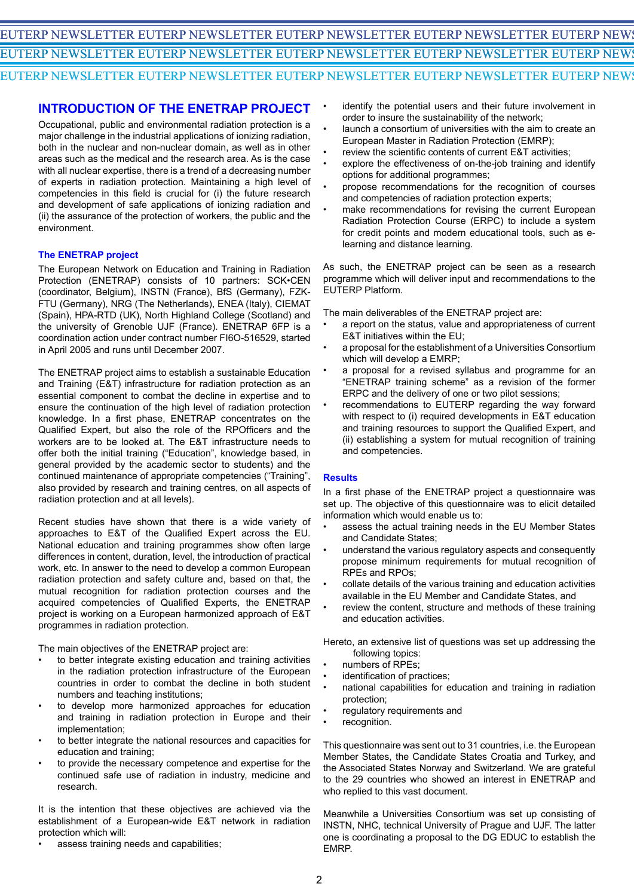## INTRODUCTION OF THE ENETRAP PROJECT

Occupational, public and environmental radiation protection is a major challenge in the industrial applications of ionizing radiation, both in the nuclear and non-nuclear domain, as well as in other areas such as the medical and the research area. As is the case with all nuclear expertise, there is a trend of a decreasing number of experts in radiation protection. Maintaining a high level of competencies in this field is crucial for (i) the future research and development of safe applications of ionizing radiation and (ii) the assurance of the protection of workers, the public and the environment.

### The ENETRAP project

The European Network on Education and Training in Radiation Protection (ENETRAP) consists of 10 partners: SCK•CEN (coordinator, Belgium), INSTN (France), BfS (Germany), FZK-FTU (Germany), NRG (The Netherlands), ENEA (Italy), CIEMAT (Spain), HPA-RTD (UK), North Highland College (Scotland) and the university of Grenoble UJF (France). ENETRAP 6FP is a coordination action under contract number FI6O-516529, started in April 2005 and runs until December 2007.

The ENETRAP project aims to establish a sustainable Education and Training (E&T) infrastructure for radiation protection as an essential component to combat the decline in expertise and to ensure the continuation of the high level of radiation protection knowledge. In a first phase, ENETRAP concentrates on the Qualified Expert, but also the role of the RPOfficers and the workers are to be looked at. The E&T infrastructure needs to offer both the initial training (“Education”, knowledge based, in general provided by the academic sector to students) and the continued maintenance of appropriate competencies (“Training”, also provided by research and training centres, on all aspects of radiation protection and at all levels).

Recent studies have shown that there is a wide variety of approaches to E&T of the Qualified Expert across the EU. National education and training programmes show often large differences in content, duration, level, the introduction of practical work, etc. In answer to the need to develop a common European radiation protection and safety culture and, based on that, the mutual recognition for radiation protection courses and the acquired competencies of Qualified Experts, the ENETRAP project is working on a European harmonized approach of E&T programmes in radiation protection.

The main objectives of the ENETRAP project are:

- to better integrate existing education and training activities in the radiation protection infrastructure of the European countries in order to combat the decline in both student numbers and teaching institutions;
- to develop more harmonized approaches for education and training in radiation protection in Europe and their implementation;
- to better integrate the national resources and capacities for education and training;
- to provide the necessary competence and expertise for the continued safe use of radiation in industry, medicine and research.

It is the intention that these objectives are achieved via the establishment of a European-wide E&T network in radiation protection which will:

- assess training needs and capabilities;
- identify the potential users and their future involvement in order to insure the sustainability of the network;
- launch a consortium of universities with the aim to create an European Master in Radiation Protection (EMRP);
- review the scientific contents of current E&T activities;
- explore the effectiveness of on-the-job training and identify options for additional programmes;
- propose recommendations for the recognition of courses and competencies of radiation protection experts;
- make recommendations for revising the current European Radiation Protection Course (ERPC) to include a system for credit points and modern educational tools, such as e-learning and distance learning.

As such, the ENETRAP project can be seen as a research programme which will deliver input and recommendations to the EUTERP Platform.

The main deliverables of the ENETRAP project are:

- a report on the status, value and appropriateness of current E&T initiatives within the EU;
- a proposal for the establishment of a Universities Consortium which will develop a EMRP;
- a proposal for a revised syllabus and programme for an “ENETRAP training scheme” as a revision of the former ERPC and the delivery of one or two pilot sessions;
- recommendations to EUTERP regarding the way forward with respect to (i) required developments in E&T education and training resources to support the Qualified Expert, and (ii) establishing a system for mutual recognition of training and competencies.

### Results

In a first phase of the ENETRAP project a questionnaire was set up. The objective of this questionnaire was to elicit detailed information which would enable us to:

- assess the actual training needs in the EU Member States and Candidate States;
- understand the various regulatory aspects and consequently propose minimum requirements for mutual recognition of RPEs and RPOs;
- collate details of the various training and education activities available in the EU Member and Candidate States, and
- review the content, structure and methods of these training and education activities.

Hereto, an extensive list of questions was set up addressing the following topics:

- numbers of RPEs;
- identification of practices;
- national capabilities for education and training in radiation protection;
- regulatory requirements and
- recognition.

This questionnaire was sent out to 31 countries, i.e. the European Member States, the Candidate States Croatia and Turkey, and the Associated States Norway and Switzerland. We are grateful to the 29 countries who showed an interest in ENETRAP and who replied to this vast document.

Meanwhile a Universities Consortium was set up consisting of INSTN, NHC, technical University of Prague and UJF. The latter one is coordinating a proposal to the DG EDUC to establish the EMRP.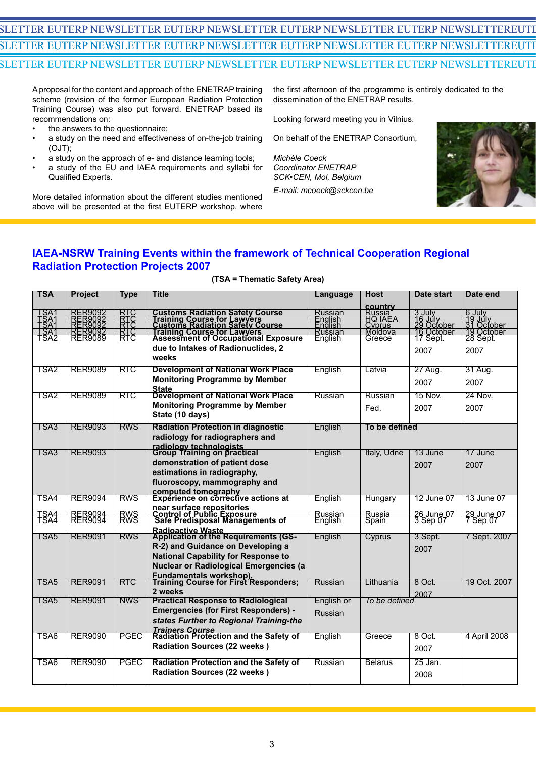A proposal for the content and approach of the ENETRAP training scheme (revision of the former European Radiation Protection Training Course) was also put forward. ENETRAP based its recommendations on:

- the answers to the questionnaire;
- a study on the need and effectiveness of on-the-job training (OJT);
- a study on the approach of e- and distance learning tools;
- a study of the EU and IAEA requirements and syllabi for Qualified Experts.

More detailed information about the different studies mentioned above will be presented at the first EUTERP workshop, where the first afternoon of the programme is entirely dedicated to the dissemination of the ENETRAP results.

Looking forward meeting you in Vilnius.

On behalf of the ENETRAP Consortium,

*Michèle Coeck*
*Coordinator ENETRAP*
*SCK•CEN, Mol, Belgium*

*E-mail: mcoeck@sckcen.be*

## IAEA-NSRW Training Events within the framework of Technical Cooperation Regional Radiation Protection Projects 2007

**(TSA = Thematic Safety Area)**

| TSA | Project | Type | Title | Language | Host country | Date start | Date end |
|---|---|---|---|---|---|---|---|
| TSA1 | RER9092 | RTC | **Customs Radiation Safety Course** | Russian | Russia | 3 July | 6 July |
| TSA1 | RER9092 | RTC | **Training Course for Lawyers** | English | HQ IAEA | 16 July | 19 July |
| TSA1 | RER9092 | RTC | **Customs Radiation Safety Course** | English | Cyprus | 29 October | 31 October |
| TSA1 | RER9092 | RTC | **Training Course for Lawyers** | Russian | Moldova | 16 October | 19 October |
| TSA2 | RER9089 | RTC | **Assessment of Occupational Exposure due to Intakes of Radionuclides, 2 weeks** | English | Greece | 17 Sept. 2007 | 28 Sept. 2007 |
| TSA2 | RER9089 | RTC | **Development of National Work Place Monitoring Programme by Member State** | English | Latvia | 27 Aug. 2007 | 31 Aug. 2007 |
| TSA2 | RER9089 | RTC | **Development of National Work Place Monitoring Programme by Member State (10 days)** | Russian | Russian Fed. | 15 Nov. 2007 | 24 Nov. 2007 |
| TSA3 | RER9093 | RWS | **Radiation Protection in diagnostic radiology for radiographers and radiology technologists** | English | **To be defined** | | |
| TSA3 | RER9093 | | **Group Training on practical demonstration of patient dose estimations in radiography, fluoroscopy, mammography and computed tomography** | English | Italy, Udne | 13 June 2007 | 17 June 2007 |
| TSA4 | RER9094 | RWS | **Experience on corrective actions at near surface repositories** | English | Hungary | 12 June 07 | 13 June 07 |
| TSA4 | RER9094 | RWS | **Control of Public Exposure** | Russian | Russia | 26 June 07 | 29 June 07 |
| TSA4 | RER9094 | RWS | **Safe Predisposal Managements of Radioactive Waste** | English | Spain | 3 Sep 07 | 7 Sep 07 |
| TSA5 | RER9091 | RWS | **Application of the Requirements (GS-R-2) and Guidance on Developing a National Capability for Response to Nuclear or Radiological Emergencies (a Fundamentals workshop).** | English | Cyprus | 3 Sept. 2007 | 7 Sept. 2007 |
| TSA5 | RER9091 | RTC | **Training Course for First Responders; 2 weeks** | Russian | Lithuania | 8 Oct. 2007 | 19 Oct. 2007 |
| TSA5 | RER9091 | NWS | **Practical Response to Radiological Emergencies (for First Responders) - *states Further to Regional Training-the Trainers Course*** | English or Russian | *To be defined* | | |
| TSA6 | RER9090 | PGEC | **Radiation Protection and the Safety of Radiation Sources (22 weeks )** | English | Greece | 8 Oct. 2007 | 4 April 2008 |
| TSA6 | RER9090 | PGEC | **Radiation Protection and the Safety of Radiation Sources (22 weeks )** | Russian | Belarus | 25 Jan. 2008 | |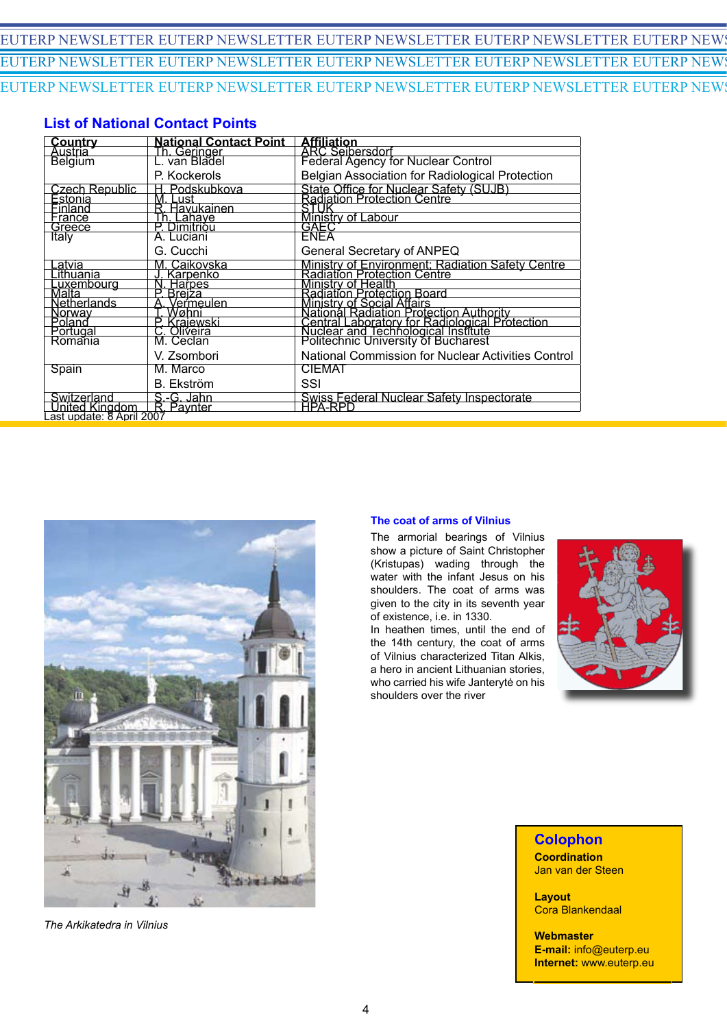## List of National Contact Points

| Country | National Contact Point | Affiliation |
|---|---|---|
| Austria | Th. Geringer | ARC Seibersdorf |
| Belgium | L. van Bladel | Federal Agency for Nuclear Control |
| | P. Kockerols | Belgian Association for Radiological Protection |
| Czech Republic | H. Podskubkova | State Office for Nuclear Safety (SUJB) |
| Estonia | M. Lust | Radiation Protection Centre |
| Finland | R. Havukainen | STUK |
| France | Th. Lahaye | Ministry of Labour |
| Greece | P. Dimitriou | GAEC |
| Italy | A. Luciani | ENEA |
| | G. Cucchi | General Secretary of ANPEQ |
| Latvia | M. Caikovska | Ministry of Environment; Radiation Safety Centre |
| Lithuania | J. Karpenko | Radiation Protection Centre |
| Luxembourg | N. Harpes | Ministry of Health |
| Malta | P. Brejza | Radiation Protection Board |
| Netherlands | A. Vermeulen | Ministry of Social Affairs |
| Norway | T. Wøhni | National Radiation Protection Authority |
| Poland | P. Krajewski | Central Laboratory for Radiological Protection |
| Portugal | C. Oliveira | Nuclear and Technological Institute |
| Romania | M. Ceclan | Politechnic University of Bucharest |
| | V. Zsombori | National Commission for Nuclear Activities Control |
| Spain | M. Marco | CIEMAT |
| | B. Ekström | SSI |
| Switzerland | S.-G. Jahn | Swiss Federal Nuclear Safety Inspectorate |
| United Kingdom | R. Paynter | HPA-RPD |

Last update: 8 April 2007

*The Arkikatedra in Vilnius*

### The coat of arms of Vilnius

The armorial bearings of Vilnius show a picture of Saint Christopher (Kristupas) wading through the water with the infant Jesus on his shoulders. The coat of arms was given to the city in its seventh year of existence, i.e. in 1330.
In heathen times, until the end of the 14th century, the coat of arms of Vilnius characterized Titan Alkis, a hero in ancient Lithuanian stories, who carried his wife Janterytė on his shoulders over the river

## Colophon

**Coordination**
Jan van der Steen

**Layout**
Cora Blankendaal

**Webmaster**
**E-mail:** info@euterp.eu
**Internet:** www.euterp.eu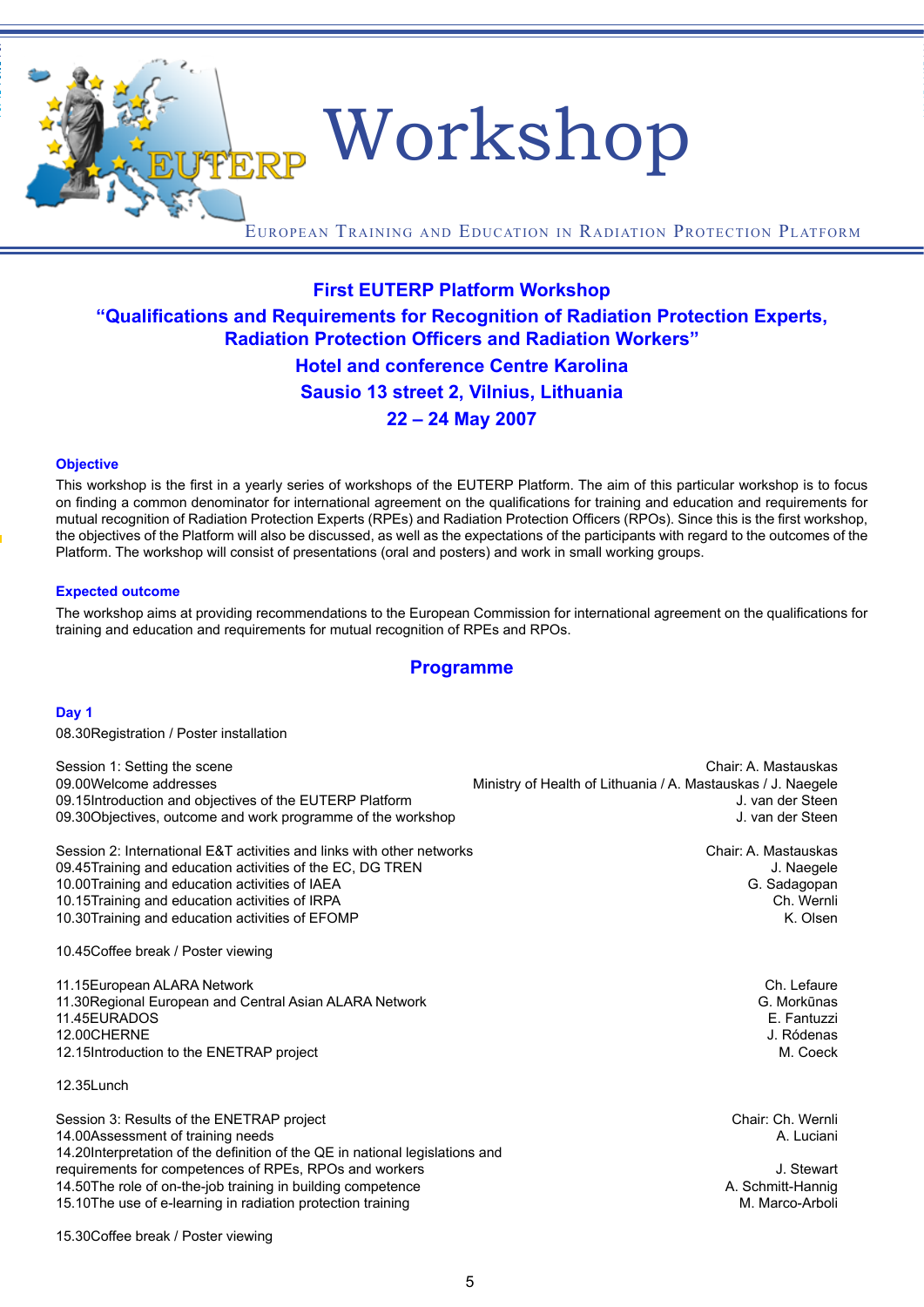# Workshop

EUROPEAN TRAINING AND EDUCATION IN RADIATION PROTECTION PLATFORM

## First EUTERP Platform Workshop

## "Qualifications and Requirements for Recognition of Radiation Protection Experts, Radiation Protection Officers and Radiation Workers"

**Hotel and conference Centre Karolina**

**Sausio 13 street 2, Vilnius, Lithuania**

**22 – 24 May 2007**

### Objective

This workshop is the first in a yearly series of workshops of the EUTERP Platform. The aim of this particular workshop is to focus on finding a common denominator for international agreement on the qualifications for training and education and requirements for mutual recognition of Radiation Protection Experts (RPEs) and Radiation Protection Officers (RPOs). Since this is the first workshop, the objectives of the Platform will also be discussed, as well as the expectations of the participants with regard to the outcomes of the Platform. The workshop will consist of presentations (oral and posters) and work in small working groups.

### Expected outcome

The workshop aims at providing recommendations to the European Commission for international agreement on the qualifications for training and education and requirements for mutual recognition of RPEs and RPOs.

## Programme

### Day 1

08.30 Registration / Poster installation

| | |
|---|---|
| Session 1: Setting the scene | Chair: A. Mastauskas |
| 09.00 Welcome addresses | Ministry of Health of Lithuania / A. Mastauskas / J. Naegele |
| 09.15 Introduction and objectives of the EUTERP Platform | J. van der Steen |
| 09.30 Objectives, outcome and work programme of the workshop | J. van der Steen |

| | |
|---|---|
| Session 2: International E&T activities and links with other networks | Chair: A. Mastauskas |
| 09.45 Training and education activities of the EC, DG TREN | J. Naegele |
| 10.00 Training and education activities of IAEA | G. Sadagopan |
| 10.15 Training and education activities of IRPA | Ch. Wernli |
| 10.30 Training and education activities of EFOMP | K. Olsen |

10.45 Coffee break / Poster viewing

| | |
|---|---|
| 11.15 European ALARA Network | Ch. Lefaure |
| 11.30 Regional European and Central Asian ALARA Network | G. Morkūnas |
| 11.45 EURADOS | E. Fantuzzi |
| 12.00 CHERNE | J. Ródenas |
| 12.15 Introduction to the ENETRAP project | M. Coeck |

12.35 Lunch

| | |
|---|---|
| Session 3: Results of the ENETRAP project | Chair: Ch. Wernli |
| 14.00 Assessment of training needs | A. Luciani |
| 14.20 Interpretation of the definition of the QE in national legislations and requirements for competences of RPEs, RPOs and workers | J. Stewart |
| 14.50 The role of on-the-job training in building competence | A. Schmitt-Hannig |
| 15.10 The use of e-learning in radiation protection training | M. Marco-Arboli |

15.30 Coffee break / Poster viewing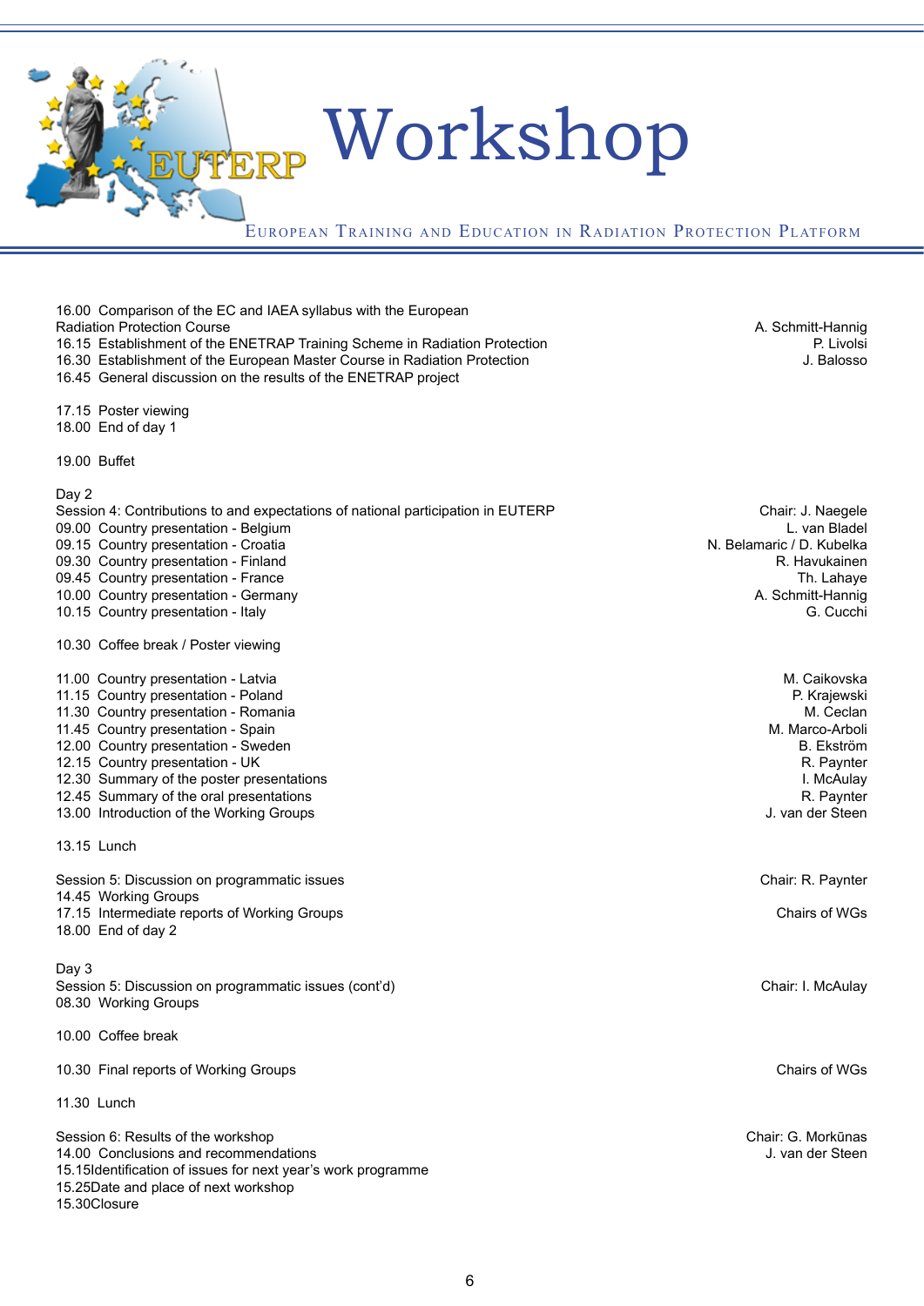# Workshop

European Training and Education in Radiation Protection Platform

| | |
|---|---|
| 16.00 Comparison of the EC and IAEA syllabus with the European Radiation Protection Course | A. Schmitt-Hannig |
| 16.15 Establishment of the ENETRAP Training Scheme in Radiation Protection | P. Livolsi |
| 16.30 Establishment of the European Master Course in Radiation Protection | J. Balosso |
| 16.45 General discussion on the results of the ENETRAP project | |
| 17.15 Poster viewing | |
| 18.00 End of day 1 | |
| 19.00 Buffet | |
| **Day 2** | |
| Session 4: Contributions to and expectations of national participation in EUTERP | Chair: J. Naegele |
| 09.00 Country presentation - Belgium | L. van Bladel |
| 09.15 Country presentation - Croatia | N. Belamaric / D. Kubelka |
| 09.30 Country presentation - Finland | R. Havukainen |
| 09.45 Country presentation - France | Th. Lahaye |
| 10.00 Country presentation - Germany | A. Schmitt-Hannig |
| 10.15 Country presentation - Italy | G. Cucchi |
| 10.30 Coffee break / Poster viewing | |
| 11.00 Country presentation - Latvia | M. Caikovska |
| 11.15 Country presentation - Poland | P. Krajewski |
| 11.30 Country presentation - Romania | M. Ceclan |
| 11.45 Country presentation - Spain | M. Marco-Arboli |
| 12.00 Country presentation - Sweden | B. Ekström |
| 12.15 Country presentation - UK | R. Paynter |
| 12.30 Summary of the poster presentations | I. McAulay |
| 12.45 Summary of the oral presentations | R. Paynter |
| 13.00 Introduction of the Working Groups | J. van der Steen |
| 13.15 Lunch | |
| Session 5: Discussion on programmatic issues | Chair: R. Paynter |
| 14.45 Working Groups | |
| 17.15 Intermediate reports of Working Groups | Chairs of WGs |
| 18.00 End of day 2 | |
| **Day 3** | |
| Session 5: Discussion on programmatic issues (cont'd) | Chair: I. McAulay |
| 08.30 Working Groups | |
| 10.00 Coffee break | |
| 10.30 Final reports of Working Groups | Chairs of WGs |
| 11.30 Lunch | |
| Session 6: Results of the workshop | Chair: G. Morkūnas |
| 14.00 Conclusions and recommendations | J. van der Steen |
| 15.15Identification of issues for next year's work programme | |
| 15.25Date and place of next workshop | |
| 15.30Closure | |